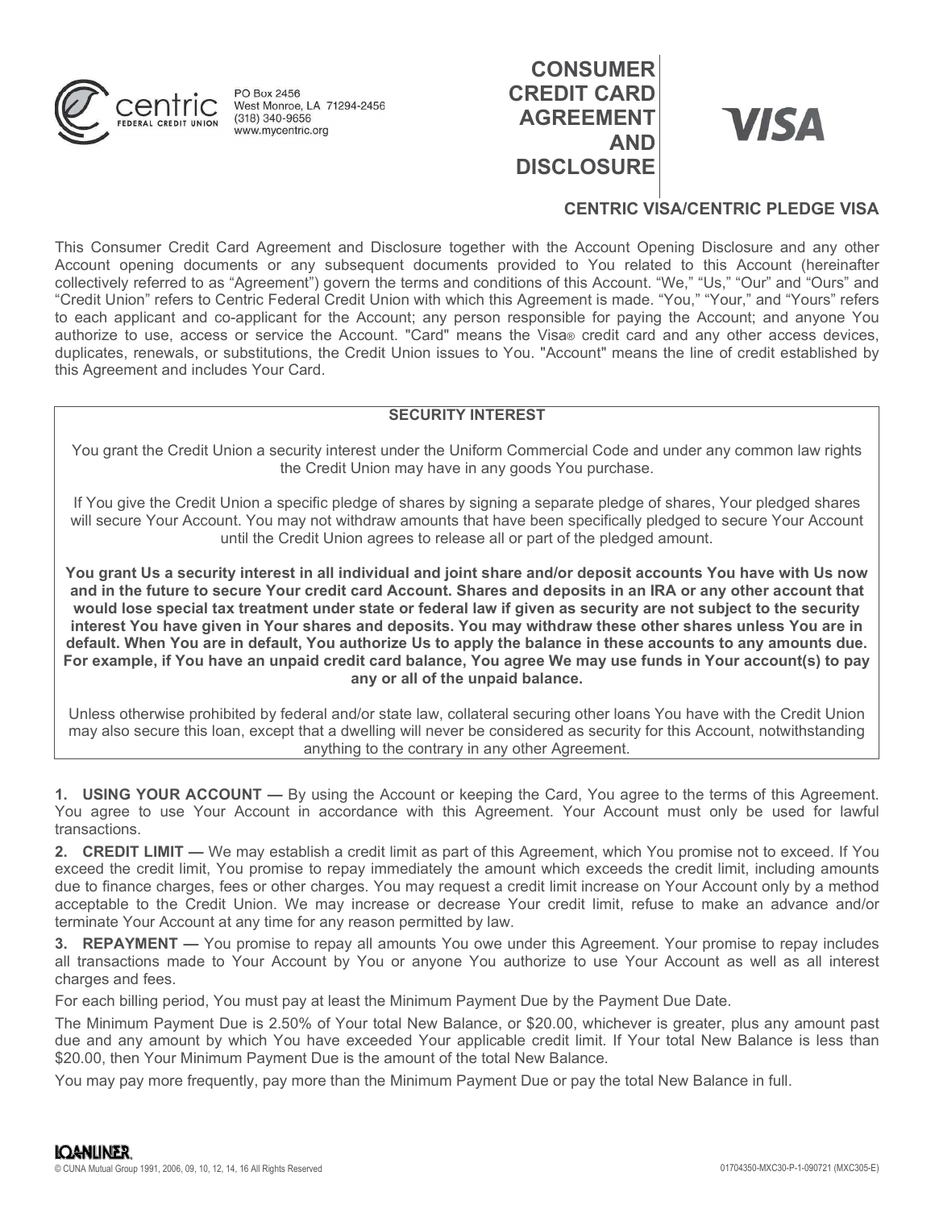centric FEDERAL CREDIT UNION

PO Box 2456
West Monroe, LA 71294-2456
(318) 340-9656
www.mycentric.org

# CONSUMER CREDIT CARD AGREEMENT AND DISCLOSURE

VISA

## CENTRIC VISA/CENTRIC PLEDGE VISA

This Consumer Credit Card Agreement and Disclosure together with the Account Opening Disclosure and any other Account opening documents or any subsequent documents provided to You related to this Account (hereinafter collectively referred to as "Agreement") govern the terms and conditions of this Account. "We," "Us," "Our" and "Ours" and "Credit Union" refers to Centric Federal Credit Union with which this Agreement is made. "You," "Your," and "Yours" refers to each applicant and co-applicant for the Account; any person responsible for paying the Account; and anyone You authorize to use, access or service the Account. "Card" means the Visa® credit card and any other access devices, duplicates, renewals, or substitutions, the Credit Union issues to You. "Account" means the line of credit established by this Agreement and includes Your Card.

### SECURITY INTEREST

You grant the Credit Union a security interest under the Uniform Commercial Code and under any common law rights the Credit Union may have in any goods You purchase.

If You give the Credit Union a specific pledge of shares by signing a separate pledge of shares, Your pledged shares will secure Your Account. You may not withdraw amounts that have been specifically pledged to secure Your Account until the Credit Union agrees to release all or part of the pledged amount.

**You grant Us a security interest in all individual and joint share and/or deposit accounts You have with Us now and in the future to secure Your credit card Account. Shares and deposits in an IRA or any other account that would lose special tax treatment under state or federal law if given as security are not subject to the security interest You have given in Your shares and deposits. You may withdraw these other shares unless You are in default. When You are in default, You authorize Us to apply the balance in these accounts to any amounts due. For example, if You have an unpaid credit card balance, You agree We may use funds in Your account(s) to pay any or all of the unpaid balance.**

Unless otherwise prohibited by federal and/or state law, collateral securing other loans You have with the Credit Union may also secure this loan, except that a dwelling will never be considered as security for this Account, notwithstanding anything to the contrary in any other Agreement.

**1. USING YOUR ACCOUNT —** By using the Account or keeping the Card, You agree to the terms of this Agreement. You agree to use Your Account in accordance with this Agreement. Your Account must only be used for lawful transactions.

**2. CREDIT LIMIT —** We may establish a credit limit as part of this Agreement, which You promise not to exceed. If You exceed the credit limit, You promise to repay immediately the amount which exceeds the credit limit, including amounts due to finance charges, fees or other charges. You may request a credit limit increase on Your Account only by a method acceptable to the Credit Union. We may increase or decrease Your credit limit, refuse to make an advance and/or terminate Your Account at any time for any reason permitted by law.

**3. REPAYMENT —** You promise to repay all amounts You owe under this Agreement. Your promise to repay includes all transactions made to Your Account by You or anyone You authorize to use Your Account as well as all interest charges and fees.

For each billing period, You must pay at least the Minimum Payment Due by the Payment Due Date.

The Minimum Payment Due is 2.50% of Your total New Balance, or $20.00, whichever is greater, plus any amount past due and any amount by which You have exceeded Your applicable credit limit. If Your total New Balance is less than $20.00, then Your Minimum Payment Due is the amount of the total New Balance.

You may pay more frequently, pay more than the Minimum Payment Due or pay the total New Balance in full.

LOANLINER.
© CUNA Mutual Group 1991, 2006, 09, 10, 12, 14, 16 All Rights Reserved

01704350-MXC30-P-1-090721 (MXC305-E)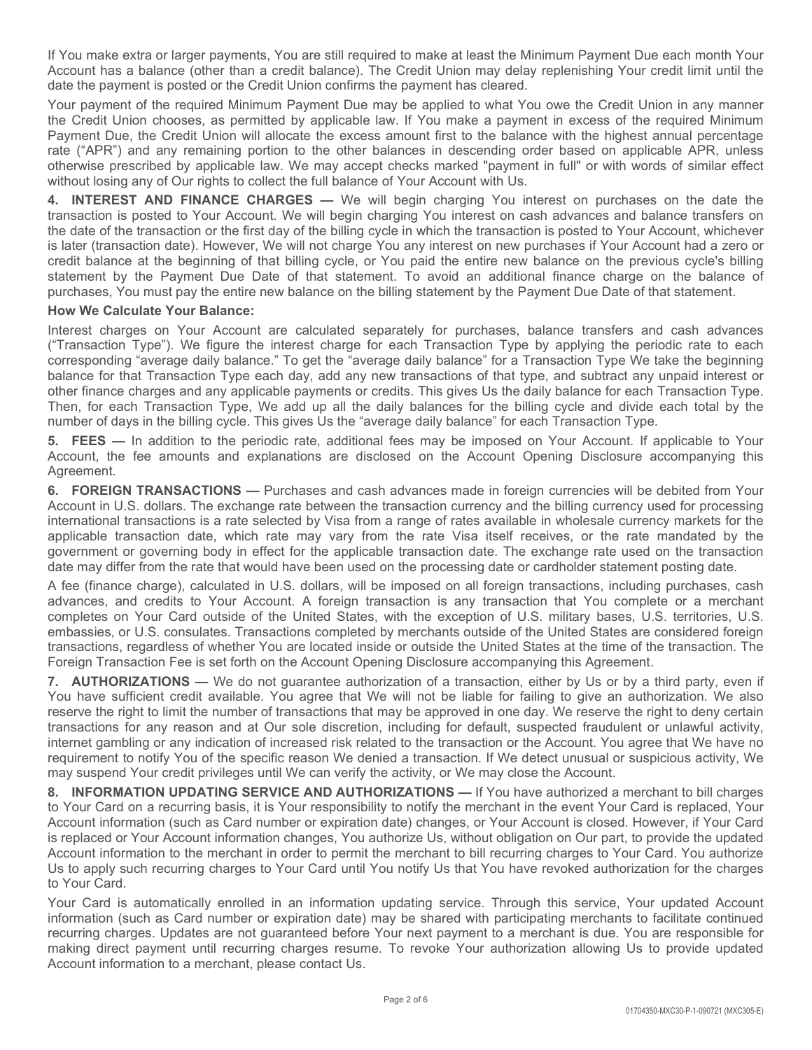If You make extra or larger payments, You are still required to make at least the Minimum Payment Due each month Your Account has a balance (other than a credit balance). The Credit Union may delay replenishing Your credit limit until the date the payment is posted or the Credit Union confirms the payment has cleared.

Your payment of the required Minimum Payment Due may be applied to what You owe the Credit Union in any manner the Credit Union chooses, as permitted by applicable law. If You make a payment in excess of the required Minimum Payment Due, the Credit Union will allocate the excess amount first to the balance with the highest annual percentage rate ("APR") and any remaining portion to the other balances in descending order based on applicable APR, unless otherwise prescribed by applicable law. We may accept checks marked "payment in full" or with words of similar effect without losing any of Our rights to collect the full balance of Your Account with Us.

**4. INTEREST AND FINANCE CHARGES —** We will begin charging You interest on purchases on the date the transaction is posted to Your Account. We will begin charging You interest on cash advances and balance transfers on the date of the transaction or the first day of the billing cycle in which the transaction is posted to Your Account, whichever is later (transaction date). However, We will not charge You any interest on new purchases if Your Account had a zero or credit balance at the beginning of that billing cycle, or You paid the entire new balance on the previous cycle's billing statement by the Payment Due Date of that statement. To avoid an additional finance charge on the balance of purchases, You must pay the entire new balance on the billing statement by the Payment Due Date of that statement.

**How We Calculate Your Balance:**

Interest charges on Your Account are calculated separately for purchases, balance transfers and cash advances ("Transaction Type"). We figure the interest charge for each Transaction Type by applying the periodic rate to each corresponding "average daily balance." To get the "average daily balance" for a Transaction Type We take the beginning balance for that Transaction Type each day, add any new transactions of that type, and subtract any unpaid interest or other finance charges and any applicable payments or credits. This gives Us the daily balance for each Transaction Type. Then, for each Transaction Type, We add up all the daily balances for the billing cycle and divide each total by the number of days in the billing cycle. This gives Us the "average daily balance" for each Transaction Type.

**5. FEES —** In addition to the periodic rate, additional fees may be imposed on Your Account. If applicable to Your Account, the fee amounts and explanations are disclosed on the Account Opening Disclosure accompanying this Agreement.

**6. FOREIGN TRANSACTIONS —** Purchases and cash advances made in foreign currencies will be debited from Your Account in U.S. dollars. The exchange rate between the transaction currency and the billing currency used for processing international transactions is a rate selected by Visa from a range of rates available in wholesale currency markets for the applicable transaction date, which rate may vary from the rate Visa itself receives, or the rate mandated by the government or governing body in effect for the applicable transaction date. The exchange rate used on the transaction date may differ from the rate that would have been used on the processing date or cardholder statement posting date.

A fee (finance charge), calculated in U.S. dollars, will be imposed on all foreign transactions, including purchases, cash advances, and credits to Your Account. A foreign transaction is any transaction that You complete or a merchant completes on Your Card outside of the United States, with the exception of U.S. military bases, U.S. territories, U.S. embassies, or U.S. consulates. Transactions completed by merchants outside of the United States are considered foreign transactions, regardless of whether You are located inside or outside the United States at the time of the transaction. The Foreign Transaction Fee is set forth on the Account Opening Disclosure accompanying this Agreement.

**7. AUTHORIZATIONS —** We do not guarantee authorization of a transaction, either by Us or by a third party, even if You have sufficient credit available. You agree that We will not be liable for failing to give an authorization. We also reserve the right to limit the number of transactions that may be approved in one day. We reserve the right to deny certain transactions for any reason and at Our sole discretion, including for default, suspected fraudulent or unlawful activity, internet gambling or any indication of increased risk related to the transaction or the Account. You agree that We have no requirement to notify You of the specific reason We denied a transaction. If We detect unusual or suspicious activity, We may suspend Your credit privileges until We can verify the activity, or We may close the Account.

**8. INFORMATION UPDATING SERVICE AND AUTHORIZATIONS —** If You have authorized a merchant to bill charges to Your Card on a recurring basis, it is Your responsibility to notify the merchant in the event Your Card is replaced, Your Account information (such as Card number or expiration date) changes, or Your Account is closed. However, if Your Card is replaced or Your Account information changes, You authorize Us, without obligation on Our part, to provide the updated Account information to the merchant in order to permit the merchant to bill recurring charges to Your Card. You authorize Us to apply such recurring charges to Your Card until You notify Us that You have revoked authorization for the charges to Your Card.

Your Card is automatically enrolled in an information updating service. Through this service, Your updated Account information (such as Card number or expiration date) may be shared with participating merchants to facilitate continued recurring charges. Updates are not guaranteed before Your next payment to a merchant is due. You are responsible for making direct payment until recurring charges resume. To revoke Your authorization allowing Us to provide updated Account information to a merchant, please contact Us.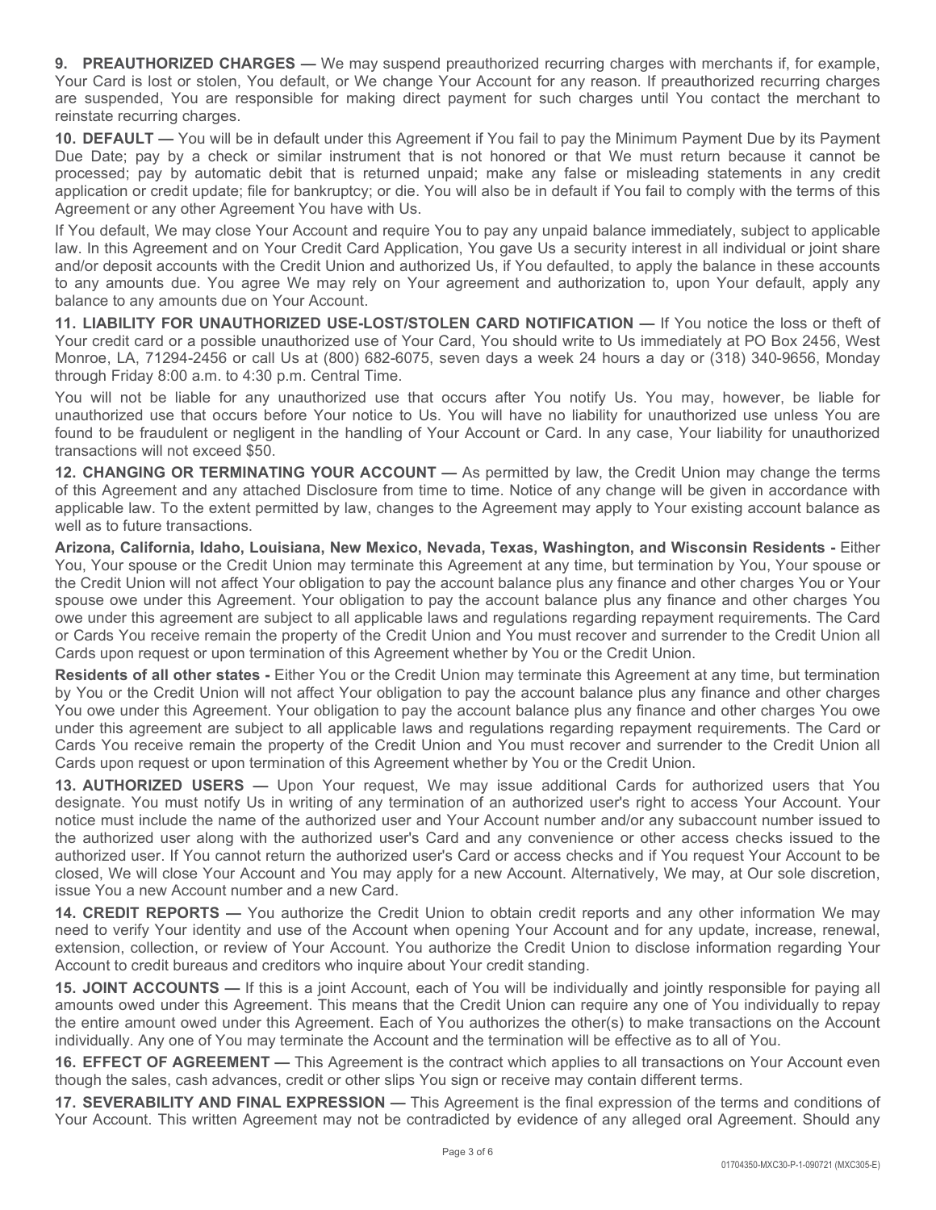**9. PREAUTHORIZED CHARGES —** We may suspend preauthorized recurring charges with merchants if, for example, Your Card is lost or stolen, You default, or We change Your Account for any reason. If preauthorized recurring charges are suspended, You are responsible for making direct payment for such charges until You contact the merchant to reinstate recurring charges.

**10. DEFAULT —** You will be in default under this Agreement if You fail to pay the Minimum Payment Due by its Payment Due Date; pay by a check or similar instrument that is not honored or that We must return because it cannot be processed; pay by automatic debit that is returned unpaid; make any false or misleading statements in any credit application or credit update; file for bankruptcy; or die. You will also be in default if You fail to comply with the terms of this Agreement or any other Agreement You have with Us.

If You default, We may close Your Account and require You to pay any unpaid balance immediately, subject to applicable law. In this Agreement and on Your Credit Card Application, You gave Us a security interest in all individual or joint share and/or deposit accounts with the Credit Union and authorized Us, if You defaulted, to apply the balance in these accounts to any amounts due. You agree We may rely on Your agreement and authorization to, upon Your default, apply any balance to any amounts due on Your Account.

**11. LIABILITY FOR UNAUTHORIZED USE-LOST/STOLEN CARD NOTIFICATION —** If You notice the loss or theft of Your credit card or a possible unauthorized use of Your Card, You should write to Us immediately at PO Box 2456, West Monroe, LA, 71294-2456 or call Us at (800) 682-6075, seven days a week 24 hours a day or (318) 340-9656, Monday through Friday 8:00 a.m. to 4:30 p.m. Central Time.

You will not be liable for any unauthorized use that occurs after You notify Us. You may, however, be liable for unauthorized use that occurs before Your notice to Us. You will have no liability for unauthorized use unless You are found to be fraudulent or negligent in the handling of Your Account or Card. In any case, Your liability for unauthorized transactions will not exceed $50.

**12. CHANGING OR TERMINATING YOUR ACCOUNT —** As permitted by law, the Credit Union may change the terms of this Agreement and any attached Disclosure from time to time. Notice of any change will be given in accordance with applicable law. To the extent permitted by law, changes to the Agreement may apply to Your existing account balance as well as to future transactions.

**Arizona, California, Idaho, Louisiana, New Mexico, Nevada, Texas, Washington, and Wisconsin Residents -** Either You, Your spouse or the Credit Union may terminate this Agreement at any time, but termination by You, Your spouse or the Credit Union will not affect Your obligation to pay the account balance plus any finance and other charges You or Your spouse owe under this Agreement. Your obligation to pay the account balance plus any finance and other charges You owe under this agreement are subject to all applicable laws and regulations regarding repayment requirements. The Card or Cards You receive remain the property of the Credit Union and You must recover and surrender to the Credit Union all Cards upon request or upon termination of this Agreement whether by You or the Credit Union.

**Residents of all other states -** Either You or the Credit Union may terminate this Agreement at any time, but termination by You or the Credit Union will not affect Your obligation to pay the account balance plus any finance and other charges You owe under this Agreement. Your obligation to pay the account balance plus any finance and other charges You owe under this agreement are subject to all applicable laws and regulations regarding repayment requirements. The Card or Cards You receive remain the property of the Credit Union and You must recover and surrender to the Credit Union all Cards upon request or upon termination of this Agreement whether by You or the Credit Union.

**13. AUTHORIZED USERS —** Upon Your request, We may issue additional Cards for authorized users that You designate. You must notify Us in writing of any termination of an authorized user's right to access Your Account. Your notice must include the name of the authorized user and Your Account number and/or any subaccount number issued to the authorized user along with the authorized user's Card and any convenience or other access checks issued to the authorized user. If You cannot return the authorized user's Card or access checks and if You request Your Account to be closed, We will close Your Account and You may apply for a new Account. Alternatively, We may, at Our sole discretion, issue You a new Account number and a new Card.

**14. CREDIT REPORTS —** You authorize the Credit Union to obtain credit reports and any other information We may need to verify Your identity and use of the Account when opening Your Account and for any update, increase, renewal, extension, collection, or review of Your Account. You authorize the Credit Union to disclose information regarding Your Account to credit bureaus and creditors who inquire about Your credit standing.

**15. JOINT ACCOUNTS —** If this is a joint Account, each of You will be individually and jointly responsible for paying all amounts owed under this Agreement. This means that the Credit Union can require any one of You individually to repay the entire amount owed under this Agreement. Each of You authorizes the other(s) to make transactions on the Account individually. Any one of You may terminate the Account and the termination will be effective as to all of You.

**16. EFFECT OF AGREEMENT —** This Agreement is the contract which applies to all transactions on Your Account even though the sales, cash advances, credit or other slips You sign or receive may contain different terms.

**17. SEVERABILITY AND FINAL EXPRESSION —** This Agreement is the final expression of the terms and conditions of Your Account. This written Agreement may not be contradicted by evidence of any alleged oral Agreement. Should any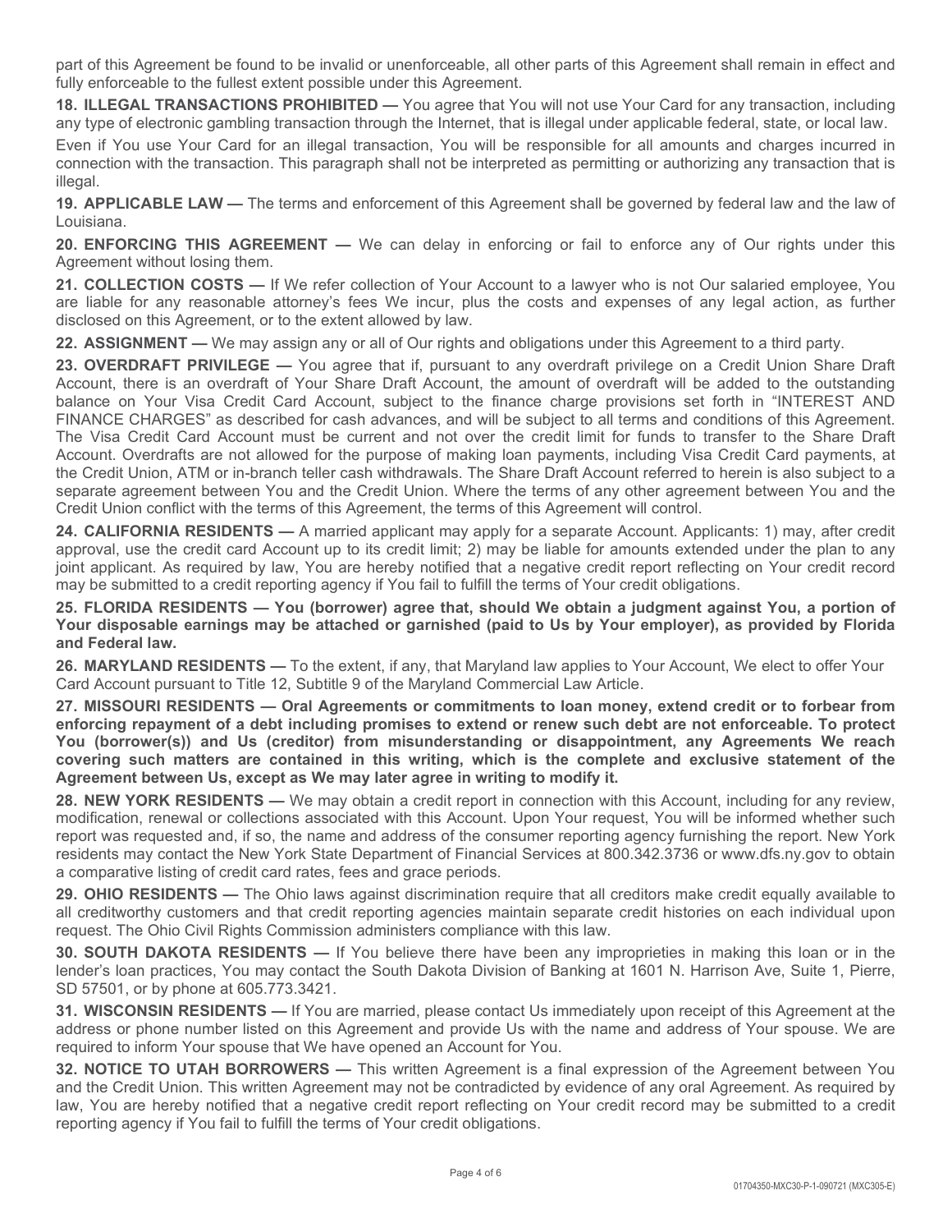part of this Agreement be found to be invalid or unenforceable, all other parts of this Agreement shall remain in effect and fully enforceable to the fullest extent possible under this Agreement.

**18. ILLEGAL TRANSACTIONS PROHIBITED —** You agree that You will not use Your Card for any transaction, including any type of electronic gambling transaction through the Internet, that is illegal under applicable federal, state, or local law.

Even if You use Your Card for an illegal transaction, You will be responsible for all amounts and charges incurred in connection with the transaction. This paragraph shall not be interpreted as permitting or authorizing any transaction that is illegal.

**19. APPLICABLE LAW —** The terms and enforcement of this Agreement shall be governed by federal law and the law of Louisiana.

**20. ENFORCING THIS AGREEMENT —** We can delay in enforcing or fail to enforce any of Our rights under this Agreement without losing them.

**21. COLLECTION COSTS —** If We refer collection of Your Account to a lawyer who is not Our salaried employee, You are liable for any reasonable attorney's fees We incur, plus the costs and expenses of any legal action, as further disclosed on this Agreement, or to the extent allowed by law.

**22. ASSIGNMENT —** We may assign any or all of Our rights and obligations under this Agreement to a third party.

**23. OVERDRAFT PRIVILEGE —** You agree that if, pursuant to any overdraft privilege on a Credit Union Share Draft Account, there is an overdraft of Your Share Draft Account, the amount of overdraft will be added to the outstanding balance on Your Visa Credit Card Account, subject to the finance charge provisions set forth in "INTEREST AND FINANCE CHARGES" as described for cash advances, and will be subject to all terms and conditions of this Agreement. The Visa Credit Card Account must be current and not over the credit limit for funds to transfer to the Share Draft Account. Overdrafts are not allowed for the purpose of making loan payments, including Visa Credit Card payments, at the Credit Union, ATM or in-branch teller cash withdrawals. The Share Draft Account referred to herein is also subject to a separate agreement between You and the Credit Union. Where the terms of any other agreement between You and the Credit Union conflict with the terms of this Agreement, the terms of this Agreement will control.

**24. CALIFORNIA RESIDENTS —** A married applicant may apply for a separate Account. Applicants: 1) may, after credit approval, use the credit card Account up to its credit limit; 2) may be liable for amounts extended under the plan to any joint applicant. As required by law, You are hereby notified that a negative credit report reflecting on Your credit record may be submitted to a credit reporting agency if You fail to fulfill the terms of Your credit obligations.

**25. FLORIDA RESIDENTS — You (borrower) agree that, should We obtain a judgment against You, a portion of Your disposable earnings may be attached or garnished (paid to Us by Your employer), as provided by Florida and Federal law.**

**26. MARYLAND RESIDENTS —** To the extent, if any, that Maryland law applies to Your Account, We elect to offer Your Card Account pursuant to Title 12, Subtitle 9 of the Maryland Commercial Law Article.

**27. MISSOURI RESIDENTS — Oral Agreements or commitments to loan money, extend credit or to forbear from enforcing repayment of a debt including promises to extend or renew such debt are not enforceable. To protect You (borrower(s)) and Us (creditor) from misunderstanding or disappointment, any Agreements We reach covering such matters are contained in this writing, which is the complete and exclusive statement of the Agreement between Us, except as We may later agree in writing to modify it.**

**28. NEW YORK RESIDENTS —** We may obtain a credit report in connection with this Account, including for any review, modification, renewal or collections associated with this Account. Upon Your request, You will be informed whether such report was requested and, if so, the name and address of the consumer reporting agency furnishing the report. New York residents may contact the New York State Department of Financial Services at 800.342.3736 or www.dfs.ny.gov to obtain a comparative listing of credit card rates, fees and grace periods.

**29. OHIO RESIDENTS —** The Ohio laws against discrimination require that all creditors make credit equally available to all creditworthy customers and that credit reporting agencies maintain separate credit histories on each individual upon request. The Ohio Civil Rights Commission administers compliance with this law.

**30. SOUTH DAKOTA RESIDENTS —** If You believe there have been any improprieties in making this loan or in the lender's loan practices, You may contact the South Dakota Division of Banking at 1601 N. Harrison Ave, Suite 1, Pierre, SD 57501, or by phone at 605.773.3421.

**31. WISCONSIN RESIDENTS —** If You are married, please contact Us immediately upon receipt of this Agreement at the address or phone number listed on this Agreement and provide Us with the name and address of Your spouse. We are required to inform Your spouse that We have opened an Account for You.

**32. NOTICE TO UTAH BORROWERS —** This written Agreement is a final expression of the Agreement between You and the Credit Union. This written Agreement may not be contradicted by evidence of any oral Agreement. As required by law, You are hereby notified that a negative credit report reflecting on Your credit record may be submitted to a credit reporting agency if You fail to fulfill the terms of Your credit obligations.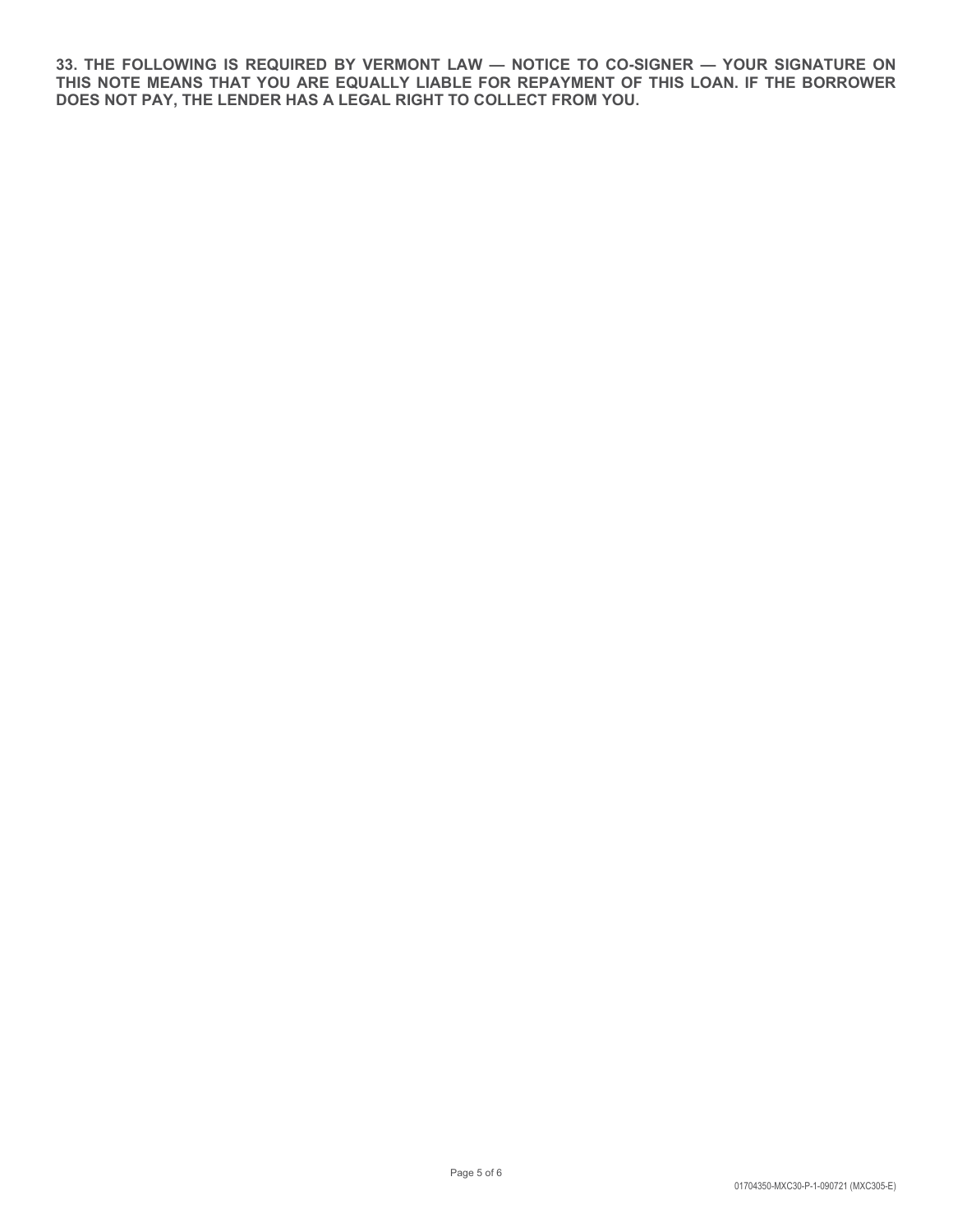**33. THE FOLLOWING IS REQUIRED BY VERMONT LAW — NOTICE TO CO-SIGNER — YOUR SIGNATURE ON THIS NOTE MEANS THAT YOU ARE EQUALLY LIABLE FOR REPAYMENT OF THIS LOAN. IF THE BORROWER DOES NOT PAY, THE LENDER HAS A LEGAL RIGHT TO COLLECT FROM YOU.**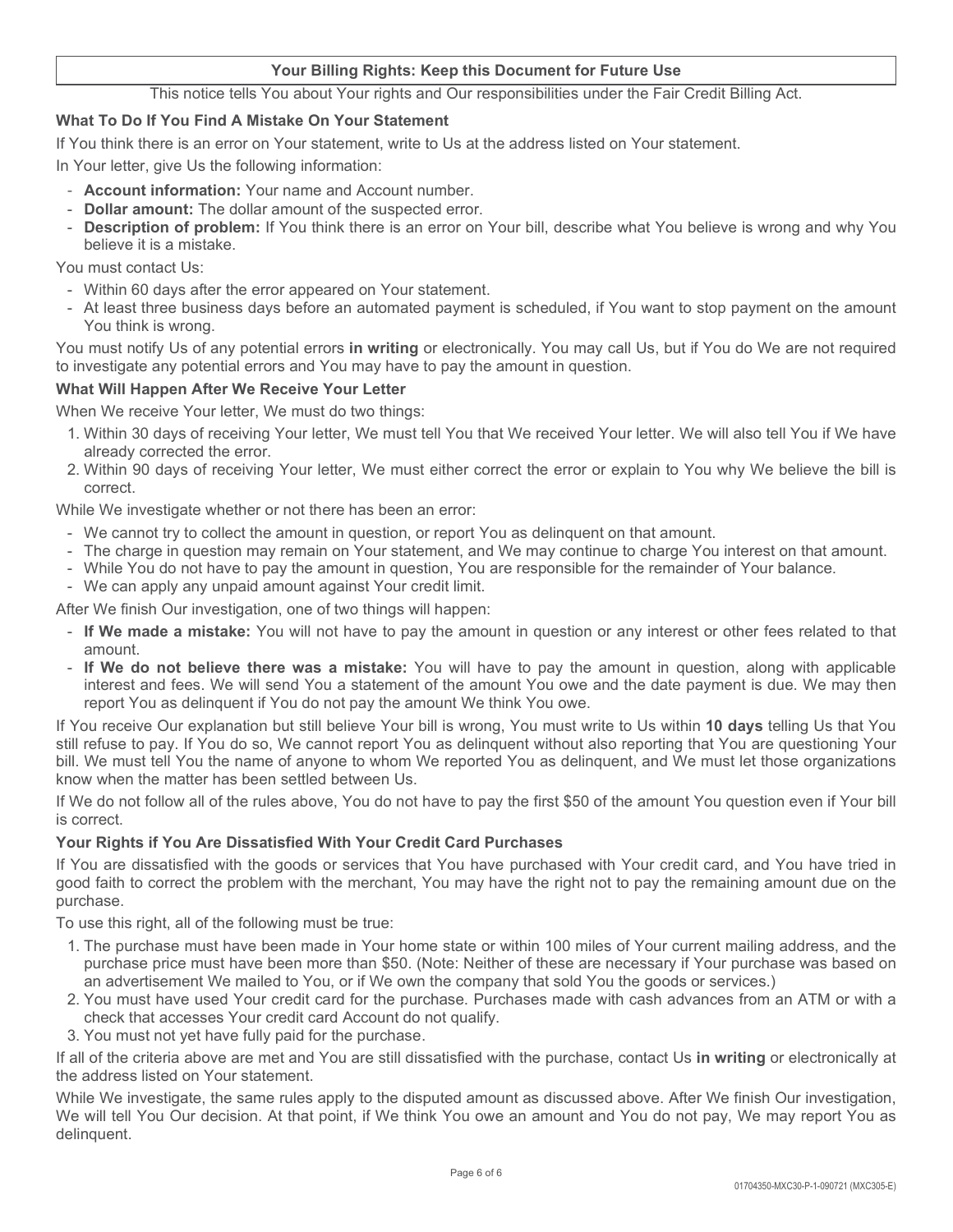## Your Billing Rights: Keep this Document for Future Use

This notice tells You about Your rights and Our responsibilities under the Fair Credit Billing Act.

### What To Do If You Find A Mistake On Your Statement

If You think there is an error on Your statement, write to Us at the address listed on Your statement.

In Your letter, give Us the following information:

- **Account information:** Your name and Account number.
- **Dollar amount:** The dollar amount of the suspected error.
- **Description of problem:** If You think there is an error on Your bill, describe what You believe is wrong and why You believe it is a mistake.

You must contact Us:

- Within 60 days after the error appeared on Your statement.
- At least three business days before an automated payment is scheduled, if You want to stop payment on the amount You think is wrong.

You must notify Us of any potential errors **in writing** or electronically. You may call Us, but if You do We are not required to investigate any potential errors and You may have to pay the amount in question.

### What Will Happen After We Receive Your Letter

When We receive Your letter, We must do two things:

1. Within 30 days of receiving Your letter, We must tell You that We received Your letter. We will also tell You if We have already corrected the error.
2. Within 90 days of receiving Your letter, We must either correct the error or explain to You why We believe the bill is correct.

While We investigate whether or not there has been an error:

- We cannot try to collect the amount in question, or report You as delinquent on that amount.
- The charge in question may remain on Your statement, and We may continue to charge You interest on that amount.
- While You do not have to pay the amount in question, You are responsible for the remainder of Your balance.
- We can apply any unpaid amount against Your credit limit.

After We finish Our investigation, one of two things will happen:

- **If We made a mistake:** You will not have to pay the amount in question or any interest or other fees related to that amount.
- **If We do not believe there was a mistake:** You will have to pay the amount in question, along with applicable interest and fees. We will send You a statement of the amount You owe and the date payment is due. We may then report You as delinquent if You do not pay the amount We think You owe.

If You receive Our explanation but still believe Your bill is wrong, You must write to Us within **10 days** telling Us that You still refuse to pay. If You do so, We cannot report You as delinquent without also reporting that You are questioning Your bill. We must tell You the name of anyone to whom We reported You as delinquent, and We must let those organizations know when the matter has been settled between Us.

If We do not follow all of the rules above, You do not have to pay the first $50 of the amount You question even if Your bill is correct.

### Your Rights if You Are Dissatisfied With Your Credit Card Purchases

If You are dissatisfied with the goods or services that You have purchased with Your credit card, and You have tried in good faith to correct the problem with the merchant, You may have the right not to pay the remaining amount due on the purchase.

To use this right, all of the following must be true:

1. The purchase must have been made in Your home state or within 100 miles of Your current mailing address, and the purchase price must have been more than $50. (Note: Neither of these are necessary if Your purchase was based on an advertisement We mailed to You, or if We own the company that sold You the goods or services.)
2. You must have used Your credit card for the purchase. Purchases made with cash advances from an ATM or with a check that accesses Your credit card Account do not qualify.
3. You must not yet have fully paid for the purchase.

If all of the criteria above are met and You are still dissatisfied with the purchase, contact Us **in writing** or electronically at the address listed on Your statement.

While We investigate, the same rules apply to the disputed amount as discussed above. After We finish Our investigation, We will tell You Our decision. At that point, if We think You owe an amount and You do not pay, We may report You as delinquent.

01704350-MXC30-P-1-090721 (MXC305-E)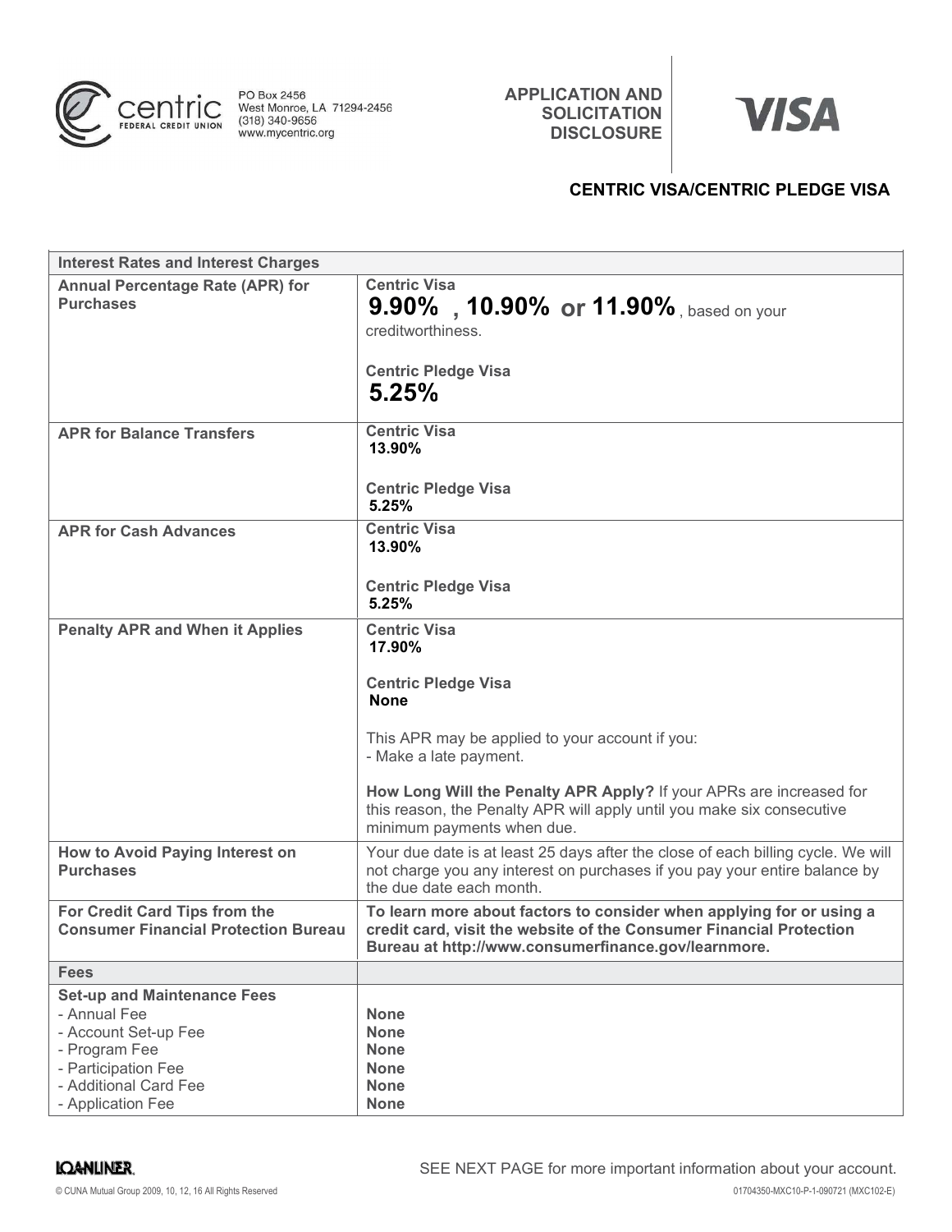centric FEDERAL CREDIT UNION

PO Box 2456
West Monroe, LA 71294-2456
(318) 340-9656
www.mycentric.org

# APPLICATION AND SOLICITATION DISCLOSURE

VISA

## CENTRIC VISA/CENTRIC PLEDGE VISA

| Interest Rates and Interest Charges | |
|---|---|
| **Annual Percentage Rate (APR) for Purchases** | **Centric Visa** **9.90% , 10.90% or 11.90%**, based on your creditworthiness. **Centric Pledge Visa** **5.25%** |
| **APR for Balance Transfers** | **Centric Visa** **13.90%** **Centric Pledge Visa** **5.25%** |
| **APR for Cash Advances** | **Centric Visa** **13.90%** **Centric Pledge Visa** **5.25%** |
| **Penalty APR and When it Applies** | **Centric Visa** **17.90%** **Centric Pledge Visa** **None** This APR may be applied to your account if you: - Make a late payment. **How Long Will the Penalty APR Apply?** If your APRs are increased for this reason, the Penalty APR will apply until you make six consecutive minimum payments when due. |
| **How to Avoid Paying Interest on Purchases** | Your due date is at least 25 days after the close of each billing cycle. We will not charge you any interest on purchases if you pay your entire balance by the due date each month. |
| **For Credit Card Tips from the Consumer Financial Protection Bureau** | **To learn more about factors to consider when applying for or using a credit card, visit the website of the Consumer Financial Protection Bureau at http://www.consumerfinance.gov/learnmore.** |
| **Fees** | |
| **Set-up and Maintenance Fees** - Annual Fee - Account Set-up Fee - Program Fee - Participation Fee - Additional Card Fee - Application Fee | **None** **None** **None** **None** **None** **None** |

SEE NEXT PAGE for more important information about your account.

© CUNA Mutual Group 2009, 10, 12, 16 All Rights Reserved

01704350-MXC10-P-1-090721 (MXC102-E)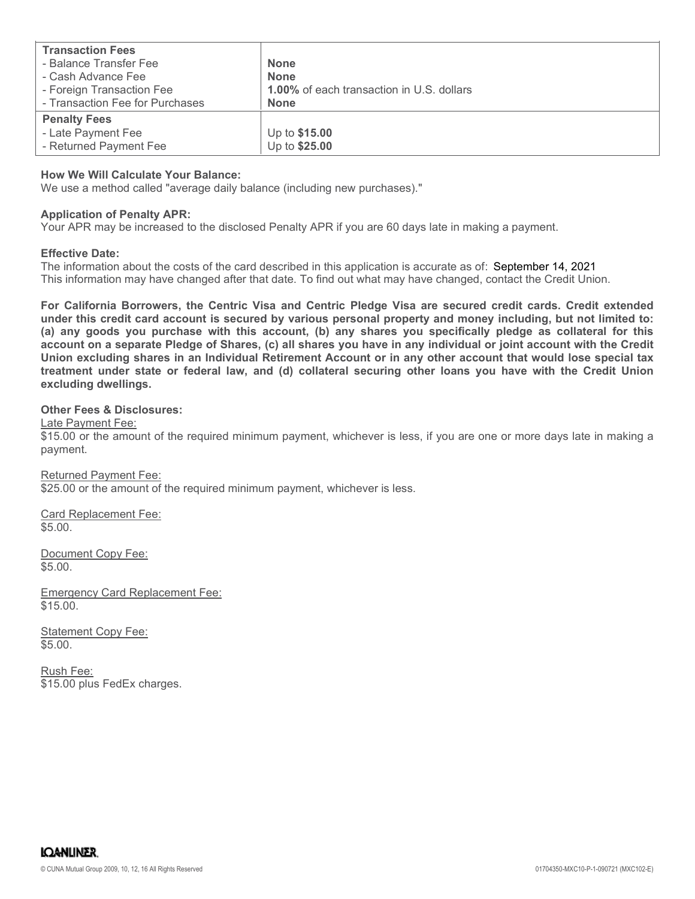| | |
|---|---|
| **Transaction Fees** | |
| - Balance Transfer Fee | **None** |
| - Cash Advance Fee | **None** |
| - Foreign Transaction Fee | **1.00%** of each transaction in U.S. dollars |
| - Transaction Fee for Purchases | **None** |
| **Penalty Fees** | |
| - Late Payment Fee | Up to **$15.00** |
| - Returned Payment Fee | Up to **$25.00** |

**How We Will Calculate Your Balance:**
We use a method called "average daily balance (including new purchases)."

**Application of Penalty APR:**
Your APR may be increased to the disclosed Penalty APR if you are 60 days late in making a payment.

**Effective Date:**
The information about the costs of the card described in this application is accurate as of: September 14, 2021
This information may have changed after that date. To find out what may have changed, contact the Credit Union.

**For California Borrowers, the Centric Visa and Centric Pledge Visa are secured credit cards. Credit extended under this credit card account is secured by various personal property and money including, but not limited to: (a) any goods you purchase with this account, (b) any shares you specifically pledge as collateral for this account on a separate Pledge of Shares, (c) all shares you have in any individual or joint account with the Credit Union excluding shares in an Individual Retirement Account or in any other account that would lose special tax treatment under state or federal law, and (d) collateral securing other loans you have with the Credit Union excluding dwellings.**

**Other Fees & Disclosures:**

Late Payment Fee:
$15.00 or the amount of the required minimum payment, whichever is less, if you are one or more days late in making a payment.

Returned Payment Fee:
$25.00 or the amount of the required minimum payment, whichever is less.

Card Replacement Fee:
$5.00.

Document Copy Fee:
$5.00.

Emergency Card Replacement Fee:
$15.00.

Statement Copy Fee:
$5.00.

Rush Fee:
$15.00 plus FedEx charges.

LOANLINER.

© CUNA Mutual Group 2009, 10, 12, 16 All Rights Reserved

01704350-MXC10-P-1-090721 (MXC102-E)